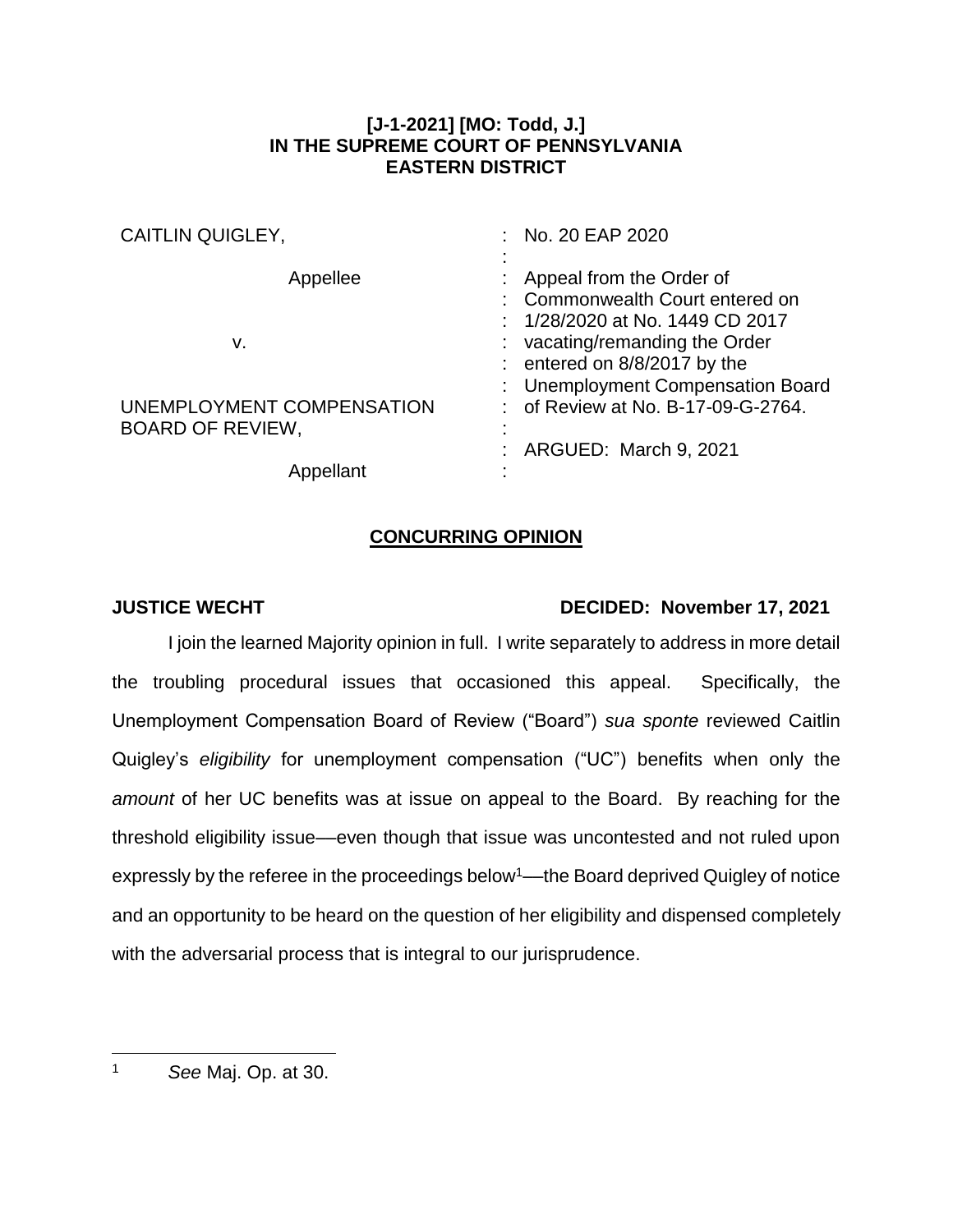**[J-1-2021] [MO: Todd, J.]**
**IN THE SUPREME COURT OF PENNSYLVANIA**
**EASTERN DISTRICT**

| | |
|---|---|
| CAITLIN QUIGLEY, | No. 20 EAP 2020 |
| Appellee | Appeal from the Order of Commonwealth Court entered on 1/28/2020 at No. 1449 CD 2017 vacating/remanding the Order entered on 8/8/2017 by the Unemployment Compensation Board of Review at No. B-17-09-G-2764. |
| v. | |
| UNEMPLOYMENT COMPENSATION BOARD OF REVIEW, | ARGUED: March 9, 2021 |
| Appellant | |

## CONCURRING OPINION

**JUSTICE WECHT** **DECIDED: November 17, 2021**

I join the learned Majority opinion in full. I write separately to address in more detail the troubling procedural issues that occasioned this appeal. Specifically, the Unemployment Compensation Board of Review ("Board") *sua sponte* reviewed Caitlin Quigley's *eligibility* for unemployment compensation ("UC") benefits when only the *amount* of her UC benefits was at issue on appeal to the Board. By reaching for the threshold eligibility issue—even though that issue was uncontested and not ruled upon expressly by the referee in the proceedings below[1]—the Board deprived Quigley of notice and an opportunity to be heard on the question of her eligibility and dispensed completely with the adversarial process that is integral to our jurisprudence.

---

[1] *See* Maj. Op. at 30.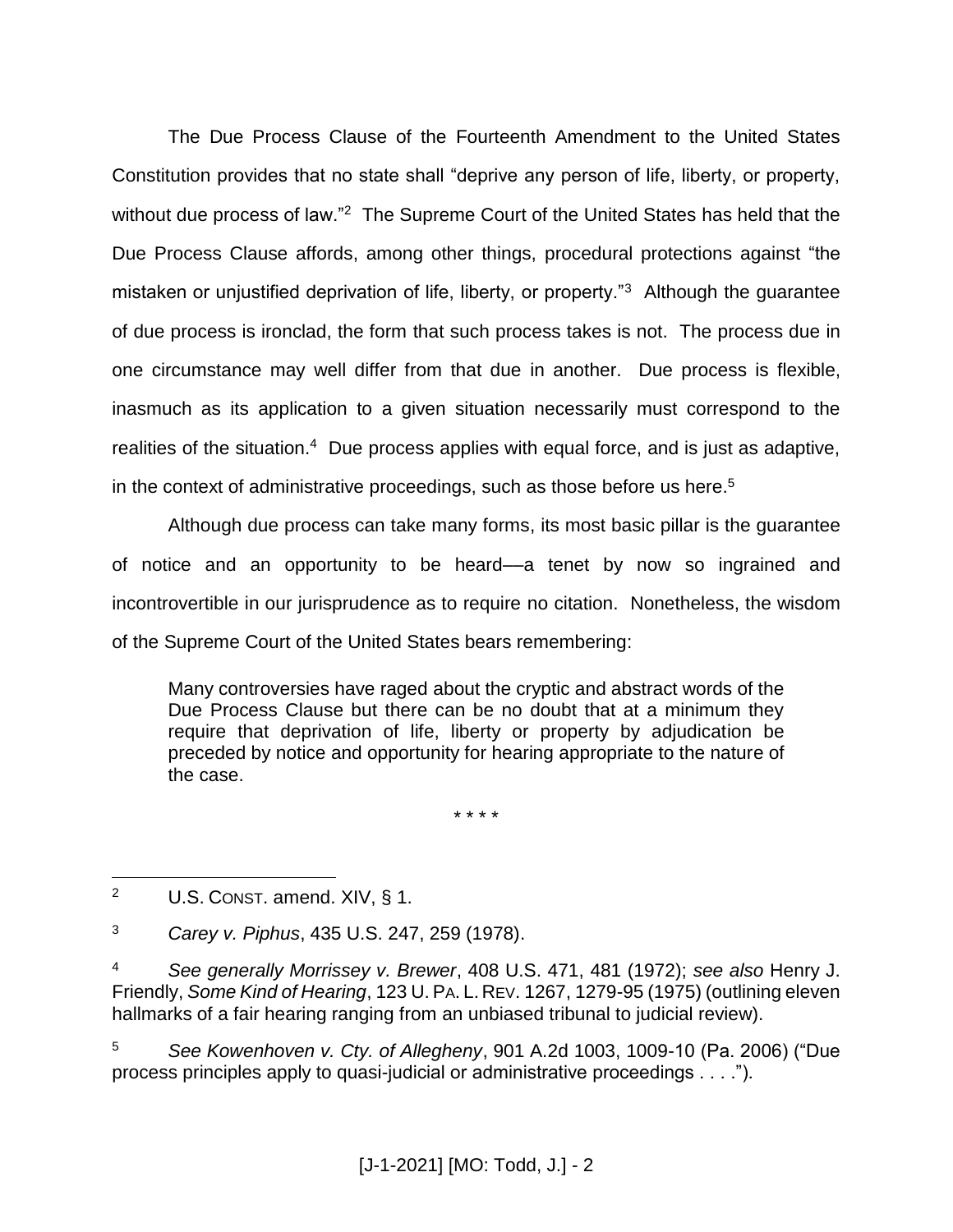The Due Process Clause of the Fourteenth Amendment to the United States Constitution provides that no state shall "deprive any person of life, liberty, or property, without due process of law."[2] The Supreme Court of the United States has held that the Due Process Clause affords, among other things, procedural protections against "the mistaken or unjustified deprivation of life, liberty, or property."[3] Although the guarantee of due process is ironclad, the form that such process takes is not. The process due in one circumstance may well differ from that due in another. Due process is flexible, inasmuch as its application to a given situation necessarily must correspond to the realities of the situation.[4] Due process applies with equal force, and is just as adaptive, in the context of administrative proceedings, such as those before us here.[5]

Although due process can take many forms, its most basic pillar is the guarantee of notice and an opportunity to be heard—a tenet by now so ingrained and incontrovertible in our jurisprudence as to require no citation. Nonetheless, the wisdom of the Supreme Court of the United States bears remembering:

> Many controversies have raged about the cryptic and abstract words of the Due Process Clause but there can be no doubt that at a minimum they require that deprivation of life, liberty or property by adjudication be preceded by notice and opportunity for hearing appropriate to the nature of the case.
>
> \* \* \* \*

---

[2] U.S. CONST. amend. XIV, § 1.

[3] *Carey v. Piphus*, 435 U.S. 247, 259 (1978).

[4] *See generally Morrissey v. Brewer*, 408 U.S. 471, 481 (1972); *see also* Henry J. Friendly, *Some Kind of Hearing*, 123 U. PA. L. REV. 1267, 1279-95 (1975) (outlining eleven hallmarks of a fair hearing ranging from an unbiased tribunal to judicial review).

[5] *See Kowenhoven v. Cty. of Allegheny*, 901 A.2d 1003, 1009-10 (Pa. 2006) ("Due process principles apply to quasi-judicial or administrative proceedings . . . .").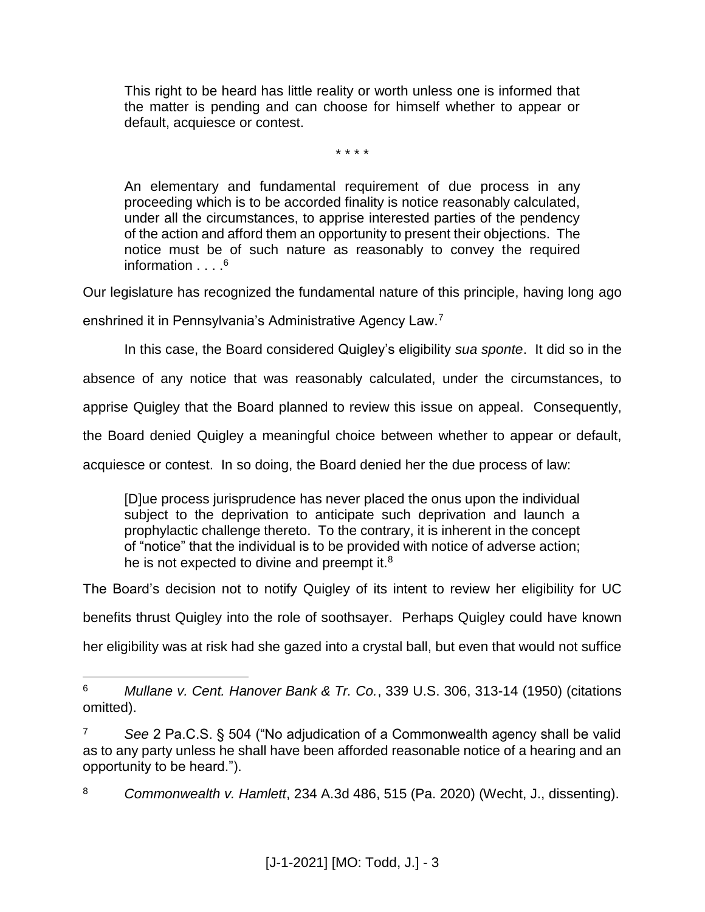> This right to be heard has little reality or worth unless one is informed that the matter is pending and can choose for himself whether to appear or default, acquiesce or contest.
>
> \* \* \* \*
>
> An elementary and fundamental requirement of due process in any proceeding which is to be accorded finality is notice reasonably calculated, under all the circumstances, to apprise interested parties of the pendency of the action and afford them an opportunity to present their objections. The notice must be of such nature as reasonably to convey the required information . . . .[6]

Our legislature has recognized the fundamental nature of this principle, having long ago enshrined it in Pennsylvania's Administrative Agency Law.[7]

In this case, the Board considered Quigley's eligibility *sua sponte*. It did so in the absence of any notice that was reasonably calculated, under the circumstances, to apprise Quigley that the Board planned to review this issue on appeal. Consequently, the Board denied Quigley a meaningful choice between whether to appear or default, acquiesce or contest. In so doing, the Board denied her the due process of law:

> [D]ue process jurisprudence has never placed the onus upon the individual subject to the deprivation to anticipate such deprivation and launch a prophylactic challenge thereto. To the contrary, it is inherent in the concept of "notice" that the individual is to be provided with notice of adverse action; he is not expected to divine and preempt it.[8]

The Board's decision not to notify Quigley of its intent to review her eligibility for UC benefits thrust Quigley into the role of soothsayer. Perhaps Quigley could have known her eligibility was at risk had she gazed into a crystal ball, but even that would not suffice

---

[6] *Mullane v. Cent. Hanover Bank & Tr. Co.*, 339 U.S. 306, 313-14 (1950) (citations omitted).

[7] *See* 2 Pa.C.S. § 504 ("No adjudication of a Commonwealth agency shall be valid as to any party unless he shall have been afforded reasonable notice of a hearing and an opportunity to be heard.").

[8] *Commonwealth v. Hamlett*, 234 A.3d 486, 515 (Pa. 2020) (Wecht, J., dissenting).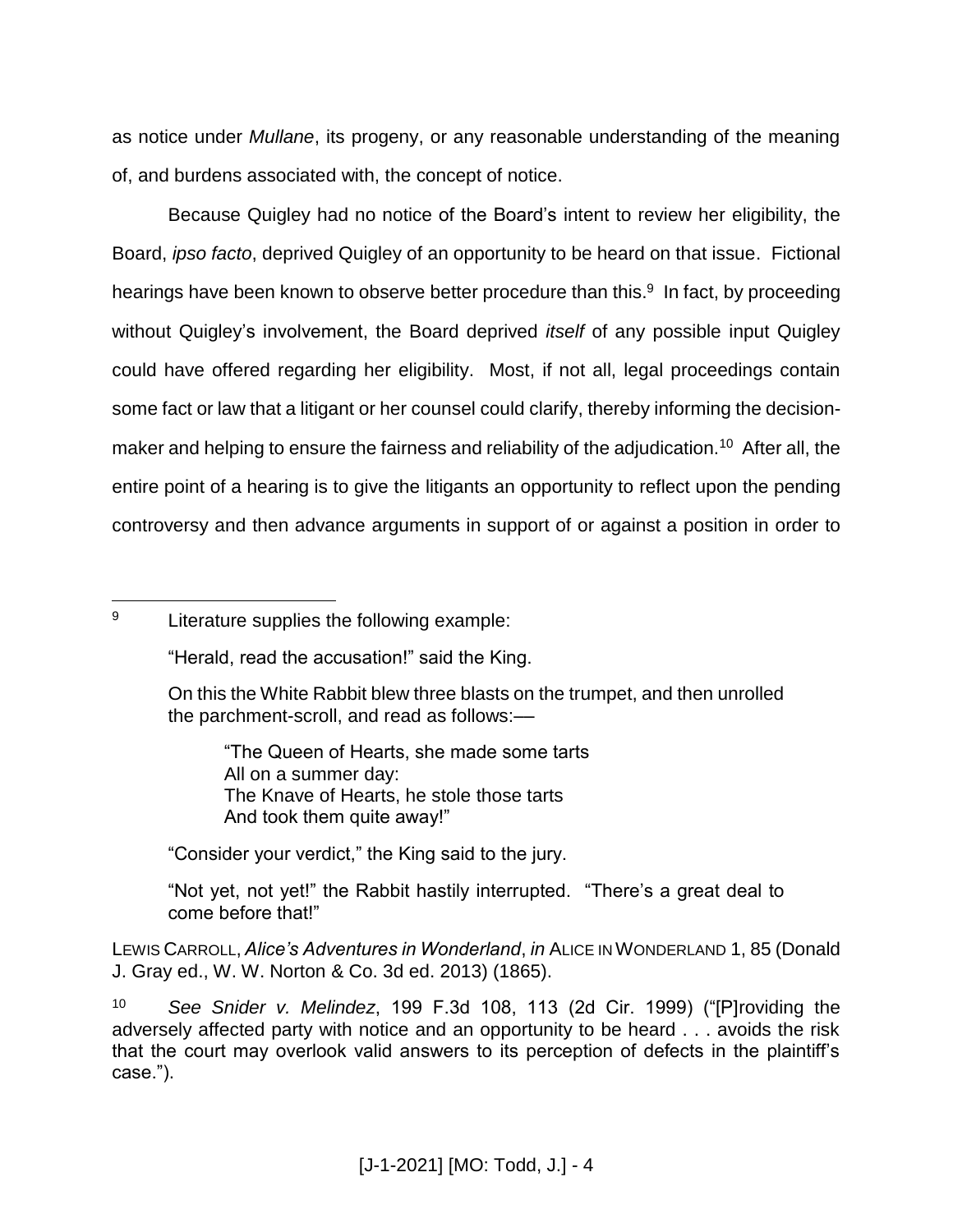as notice under *Mullane*, its progeny, or any reasonable understanding of the meaning of, and burdens associated with, the concept of notice.

Because Quigley had no notice of the Board's intent to review her eligibility, the Board, *ipso facto*, deprived Quigley of an opportunity to be heard on that issue. Fictional hearings have been known to observe better procedure than this.[9] In fact, by proceeding without Quigley's involvement, the Board deprived *itself* of any possible input Quigley could have offered regarding her eligibility. Most, if not all, legal proceedings contain some fact or law that a litigant or her counsel could clarify, thereby informing the decision-maker and helping to ensure the fairness and reliability of the adjudication.[10] After all, the entire point of a hearing is to give the litigants an opportunity to reflect upon the pending controversy and then advance arguments in support of or against a position in order to

---

[9] Literature supplies the following example:

> "Herald, read the accusation!" said the King.
>
> On this the White Rabbit blew three blasts on the trumpet, and then unrolled the parchment-scroll, and read as follows:—
>
> > "The Queen of Hearts, she made some tarts
> > All on a summer day:
> > The Knave of Hearts, he stole those tarts
> > And took them quite away!"
>
> "Consider your verdict," the King said to the jury.
>
> "Not yet, not yet!" the Rabbit hastily interrupted. "There's a great deal to come before that!"

LEWIS CARROLL, *Alice's Adventures in Wonderland*, *in* ALICE IN WONDERLAND 1, 85 (Donald J. Gray ed., W. W. Norton & Co. 3d ed. 2013) (1865).

[10] *See Snider v. Melindez*, 199 F.3d 108, 113 (2d Cir. 1999) ("[P]roviding the adversely affected party with notice and an opportunity to be heard . . . avoids the risk that the court may overlook valid answers to its perception of defects in the plaintiff's case.").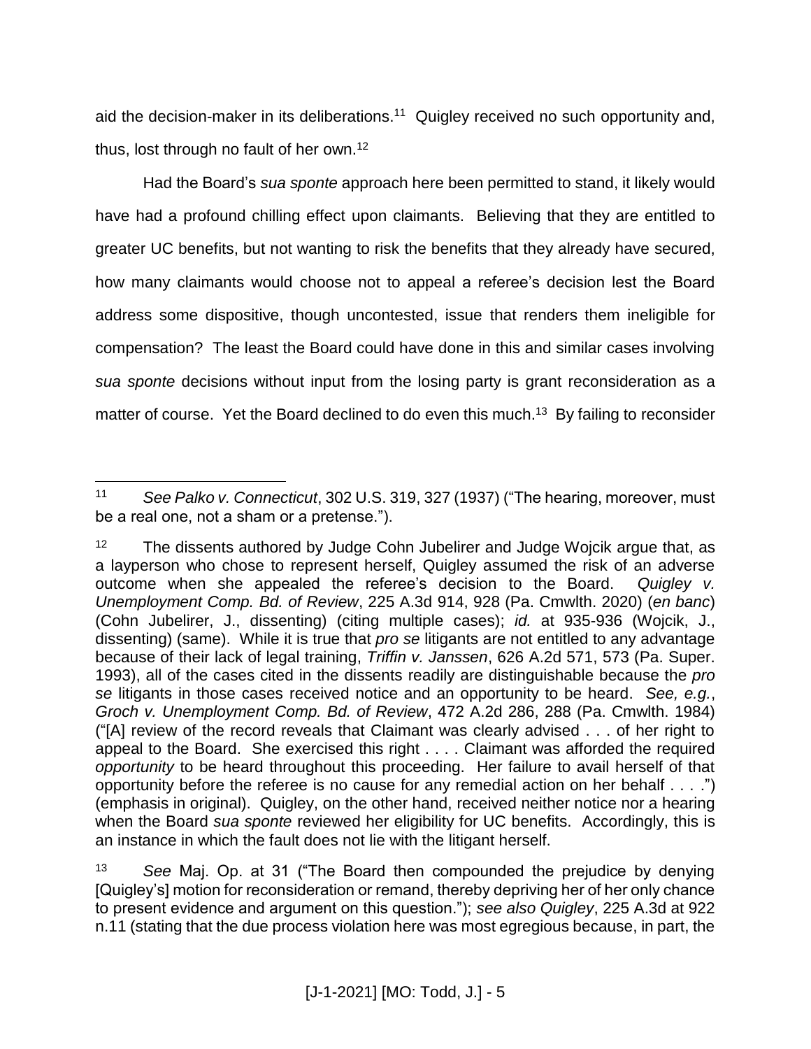aid the decision-maker in its deliberations.[11] Quigley received no such opportunity and, thus, lost through no fault of her own.[12]

Had the Board's *sua sponte* approach here been permitted to stand, it likely would have had a profound chilling effect upon claimants. Believing that they are entitled to greater UC benefits, but not wanting to risk the benefits that they already have secured, how many claimants would choose not to appeal a referee's decision lest the Board address some dispositive, though uncontested, issue that renders them ineligible for compensation? The least the Board could have done in this and similar cases involving *sua sponte* decisions without input from the losing party is grant reconsideration as a matter of course. Yet the Board declined to do even this much.[13] By failing to reconsider

---

[11] *See Palko v. Connecticut*, 302 U.S. 319, 327 (1937) ("The hearing, moreover, must be a real one, not a sham or a pretense.").

[12] The dissents authored by Judge Cohn Jubelirer and Judge Wojcik argue that, as a layperson who chose to represent herself, Quigley assumed the risk of an adverse outcome when she appealed the referee's decision to the Board. *Quigley v. Unemployment Comp. Bd. of Review*, 225 A.3d 914, 928 (Pa. Cmwlth. 2020) (*en banc*) (Cohn Jubelirer, J., dissenting) (citing multiple cases); *id.* at 935-936 (Wojcik, J., dissenting) (same). While it is true that *pro se* litigants are not entitled to any advantage because of their lack of legal training, *Triffin v. Janssen*, 626 A.2d 571, 573 (Pa. Super. 1993), all of the cases cited in the dissents readily are distinguishable because the *pro se* litigants in those cases received notice and an opportunity to be heard. *See, e.g.*, *Groch v. Unemployment Comp. Bd. of Review*, 472 A.2d 286, 288 (Pa. Cmwlth. 1984) ("[A] review of the record reveals that Claimant was clearly advised . . . of her right to appeal to the Board. She exercised this right . . . . Claimant was afforded the required *opportunity* to be heard throughout this proceeding. Her failure to avail herself of that opportunity before the referee is no cause for any remedial action on her behalf . . . .") (emphasis in original). Quigley, on the other hand, received neither notice nor a hearing when the Board *sua sponte* reviewed her eligibility for UC benefits. Accordingly, this is an instance in which the fault does not lie with the litigant herself.

[13] *See* Maj. Op. at 31 ("The Board then compounded the prejudice by denying [Quigley's] motion for reconsideration or remand, thereby depriving her of her only chance to present evidence and argument on this question."); *see also Quigley*, 225 A.3d at 922 n.11 (stating that the due process violation here was most egregious because, in part, the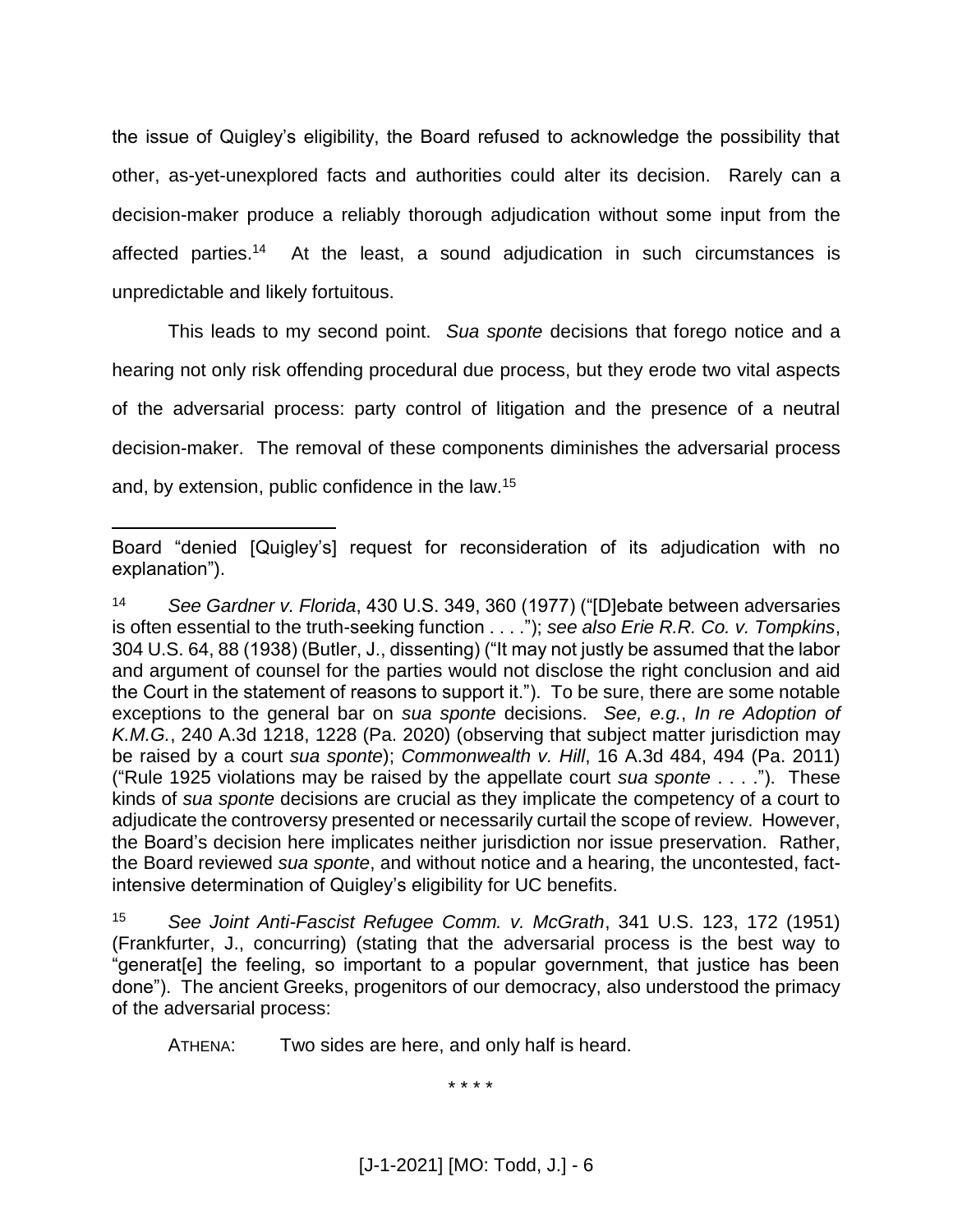the issue of Quigley's eligibility, the Board refused to acknowledge the possibility that other, as-yet-unexplored facts and authorities could alter its decision. Rarely can a decision-maker produce a reliably thorough adjudication without some input from the affected parties.[14] At the least, a sound adjudication in such circumstances is unpredictable and likely fortuitous.

This leads to my second point. *Sua sponte* decisions that forego notice and a hearing not only risk offending procedural due process, but they erode two vital aspects of the adversarial process: party control of litigation and the presence of a neutral decision-maker. The removal of these components diminishes the adversarial process and, by extension, public confidence in the law.[15]

---

Board "denied [Quigley's] request for reconsideration of its adjudication with no explanation").

[14] *See Gardner v. Florida*, 430 U.S. 349, 360 (1977) ("[D]ebate between adversaries is often essential to the truth-seeking function . . . ."); *see also Erie R.R. Co. v. Tompkins*, 304 U.S. 64, 88 (1938) (Butler, J., dissenting) ("It may not justly be assumed that the labor and argument of counsel for the parties would not disclose the right conclusion and aid the Court in the statement of reasons to support it."). To be sure, there are some notable exceptions to the general bar on *sua sponte* decisions. *See, e.g.*, *In re Adoption of K.M.G.*, 240 A.3d 1218, 1228 (Pa. 2020) (observing that subject matter jurisdiction may be raised by a court *sua sponte*); *Commonwealth v. Hill*, 16 A.3d 484, 494 (Pa. 2011) ("Rule 1925 violations may be raised by the appellate court *sua sponte* . . . ."). These kinds of *sua sponte* decisions are crucial as they implicate the competency of a court to adjudicate the controversy presented or necessarily curtail the scope of review. However, the Board's decision here implicates neither jurisdiction nor issue preservation. Rather, the Board reviewed *sua sponte*, and without notice and a hearing, the uncontested, fact-intensive determination of Quigley's eligibility for UC benefits.

[15] *See Joint Anti-Fascist Refugee Comm. v. McGrath*, 341 U.S. 123, 172 (1951) (Frankfurter, J., concurring) (stating that the adversarial process is the best way to "generat[e] the feeling, so important to a popular government, that justice has been done"). The ancient Greeks, progenitors of our democracy, also understood the primacy of the adversarial process:

ATHENA: Two sides are here, and only half is heard.

\* \* \* \*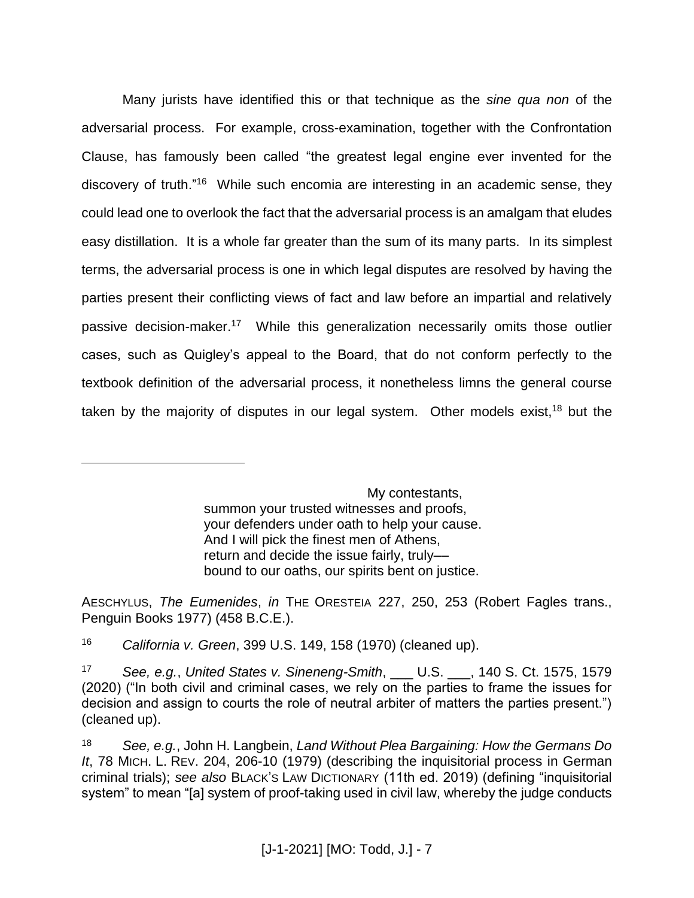Many jurists have identified this or that technique as the *sine qua non* of the adversarial process. For example, cross-examination, together with the Confrontation Clause, has famously been called "the greatest legal engine ever invented for the discovery of truth."[16] While such encomia are interesting in an academic sense, they could lead one to overlook the fact that the adversarial process is an amalgam that eludes easy distillation. It is a whole far greater than the sum of its many parts. In its simplest terms, the adversarial process is one in which legal disputes are resolved by having the parties present their conflicting views of fact and law before an impartial and relatively passive decision-maker.[17] While this generalization necessarily omits those outlier cases, such as Quigley's appeal to the Board, that do not conform perfectly to the textbook definition of the adversarial process, it nonetheless limns the general course taken by the majority of disputes in our legal system. Other models exist,[18] but the

---

> My contestants,
> summon your trusted witnesses and proofs,
> your defenders under oath to help your cause.
> And I will pick the finest men of Athens,
> return and decide the issue fairly, truly—
> bound to our oaths, our spirits bent on justice.

AESCHYLUS, *The Eumenides*, *in* THE ORESTEIA 227, 250, 253 (Robert Fagles trans., Penguin Books 1977) (458 B.C.E.).

[16] *California v. Green*, 399 U.S. 149, 158 (1970) (cleaned up).

[17] *See, e.g.*, *United States v. Sineneng-Smith*, ___ U.S. ___, 140 S. Ct. 1575, 1579 (2020) ("In both civil and criminal cases, we rely on the parties to frame the issues for decision and assign to courts the role of neutral arbiter of matters the parties present.") (cleaned up).

[18] *See, e.g.*, John H. Langbein, *Land Without Plea Bargaining: How the Germans Do It*, 78 MICH. L. REV. 204, 206-10 (1979) (describing the inquisitorial process in German criminal trials); *see also* BLACK'S LAW DICTIONARY (11th ed. 2019) (defining "inquisitorial system" to mean "[a] system of proof-taking used in civil law, whereby the judge conducts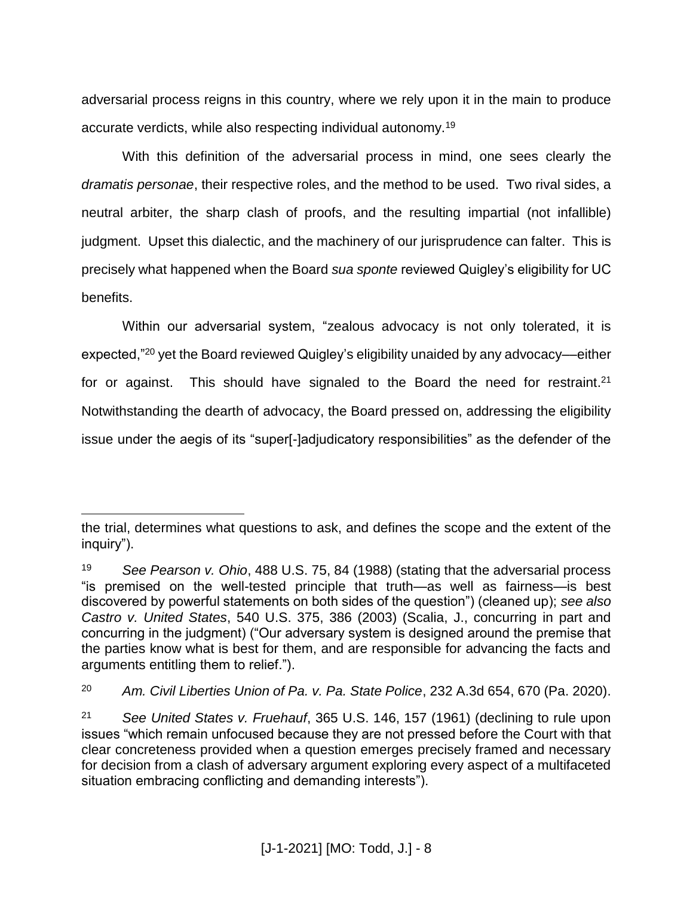adversarial process reigns in this country, where we rely upon it in the main to produce accurate verdicts, while also respecting individual autonomy.[19]

With this definition of the adversarial process in mind, one sees clearly the *dramatis personae*, their respective roles, and the method to be used. Two rival sides, a neutral arbiter, the sharp clash of proofs, and the resulting impartial (not infallible) judgment. Upset this dialectic, and the machinery of our jurisprudence can falter. This is precisely what happened when the Board *sua sponte* reviewed Quigley's eligibility for UC benefits.

Within our adversarial system, "zealous advocacy is not only tolerated, it is expected,"[20] yet the Board reviewed Quigley's eligibility unaided by any advocacy—either for or against. This should have signaled to the Board the need for restraint.[21] Notwithstanding the dearth of advocacy, the Board pressed on, addressing the eligibility issue under the aegis of its "super[-]adjudicatory responsibilities" as the defender of the

---

the trial, determines what questions to ask, and defines the scope and the extent of the inquiry").

[19] *See Pearson v. Ohio*, 488 U.S. 75, 84 (1988) (stating that the adversarial process "is premised on the well-tested principle that truth—as well as fairness—is best discovered by powerful statements on both sides of the question") (cleaned up); *see also Castro v. United States*, 540 U.S. 375, 386 (2003) (Scalia, J., concurring in part and concurring in the judgment) ("Our adversary system is designed around the premise that the parties know what is best for them, and are responsible for advancing the facts and arguments entitling them to relief.").

[20] *Am. Civil Liberties Union of Pa. v. Pa. State Police*, 232 A.3d 654, 670 (Pa. 2020).

[21] *See United States v. Fruehauf*, 365 U.S. 146, 157 (1961) (declining to rule upon issues "which remain unfocused because they are not pressed before the Court with that clear concreteness provided when a question emerges precisely framed and necessary for decision from a clash of adversary argument exploring every aspect of a multifaceted situation embracing conflicting and demanding interests").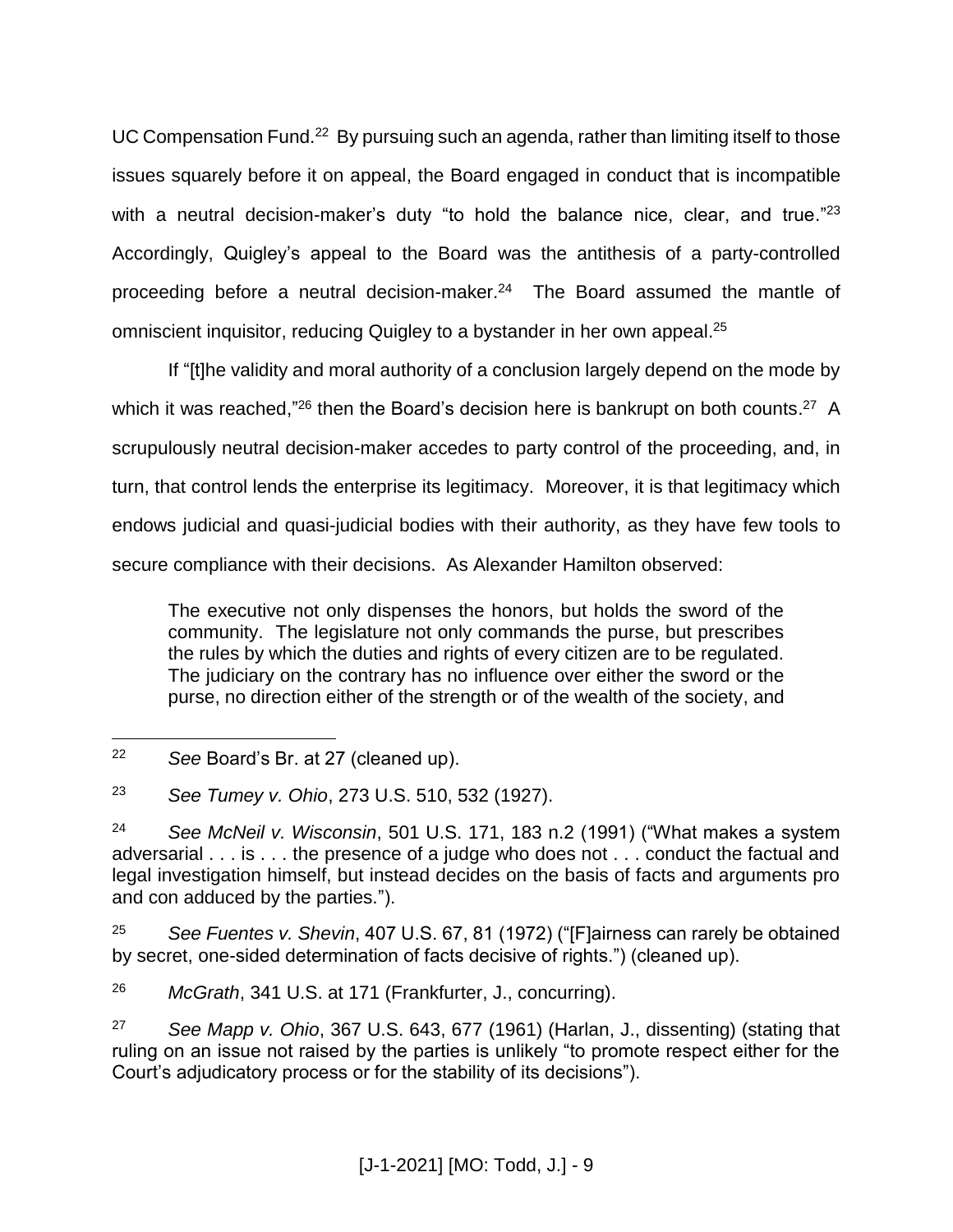UC Compensation Fund.[22] By pursuing such an agenda, rather than limiting itself to those issues squarely before it on appeal, the Board engaged in conduct that is incompatible with a neutral decision-maker's duty "to hold the balance nice, clear, and true."[23] Accordingly, Quigley's appeal to the Board was the antithesis of a party-controlled proceeding before a neutral decision-maker.[24] The Board assumed the mantle of omniscient inquisitor, reducing Quigley to a bystander in her own appeal.[25]

If "[t]he validity and moral authority of a conclusion largely depend on the mode by which it was reached,"[26] then the Board's decision here is bankrupt on both counts.[27] A scrupulously neutral decision-maker accedes to party control of the proceeding, and, in turn, that control lends the enterprise its legitimacy. Moreover, it is that legitimacy which endows judicial and quasi-judicial bodies with their authority, as they have few tools to secure compliance with their decisions. As Alexander Hamilton observed:

> The executive not only dispenses the honors, but holds the sword of the community. The legislature not only commands the purse, but prescribes the rules by which the duties and rights of every citizen are to be regulated. The judiciary on the contrary has no influence over either the sword or the purse, no direction either of the strength or of the wealth of the society, and

---

[22] *See* Board's Br. at 27 (cleaned up).

[23] *See Tumey v. Ohio*, 273 U.S. 510, 532 (1927).

[24] *See McNeil v. Wisconsin*, 501 U.S. 171, 183 n.2 (1991) ("What makes a system adversarial . . . is . . . the presence of a judge who does not . . . conduct the factual and legal investigation himself, but instead decides on the basis of facts and arguments pro and con adduced by the parties.").

[25] *See Fuentes v. Shevin*, 407 U.S. 67, 81 (1972) ("[F]airness can rarely be obtained by secret, one-sided determination of facts decisive of rights.") (cleaned up).

[26] *McGrath*, 341 U.S. at 171 (Frankfurter, J., concurring).

[27] *See Mapp v. Ohio*, 367 U.S. 643, 677 (1961) (Harlan, J., dissenting) (stating that ruling on an issue not raised by the parties is unlikely "to promote respect either for the Court's adjudicatory process or for the stability of its decisions").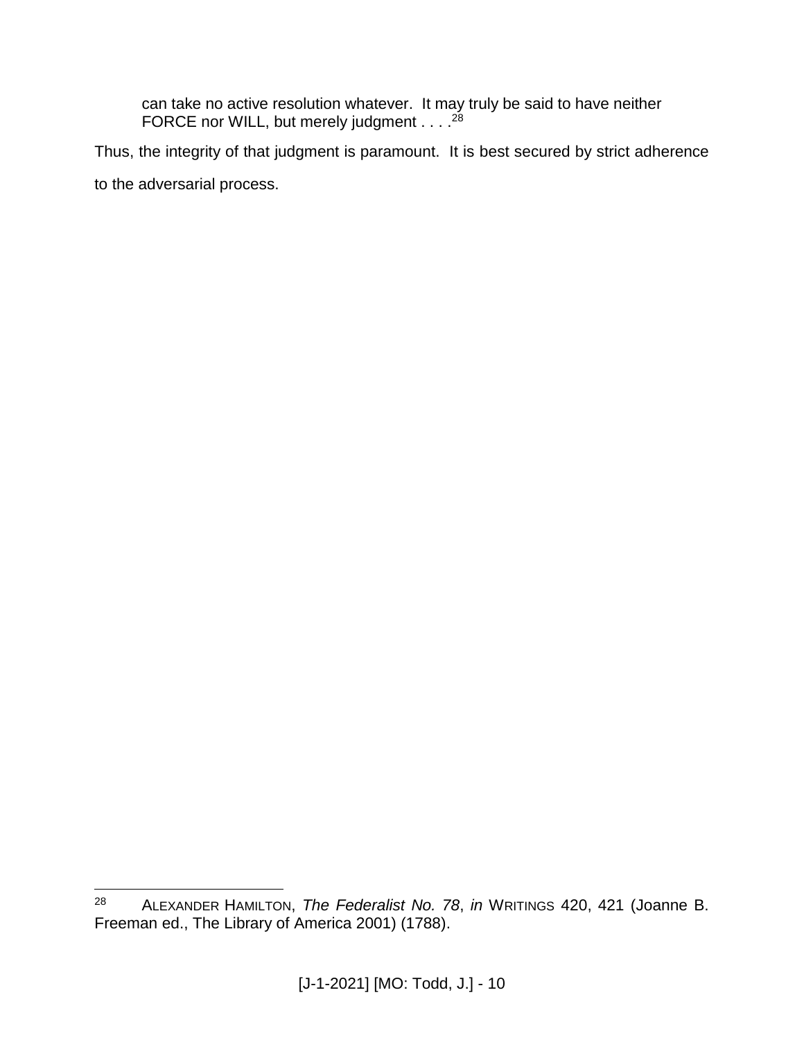> can take no active resolution whatever. It may truly be said to have neither FORCE nor WILL, but merely judgment . . . .[28]

Thus, the integrity of that judgment is paramount. It is best secured by strict adherence to the adversarial process.

---

[28] ALEXANDER HAMILTON, *The Federalist No. 78*, *in* WRITINGS 420, 421 (Joanne B. Freeman ed., The Library of America 2001) (1788).